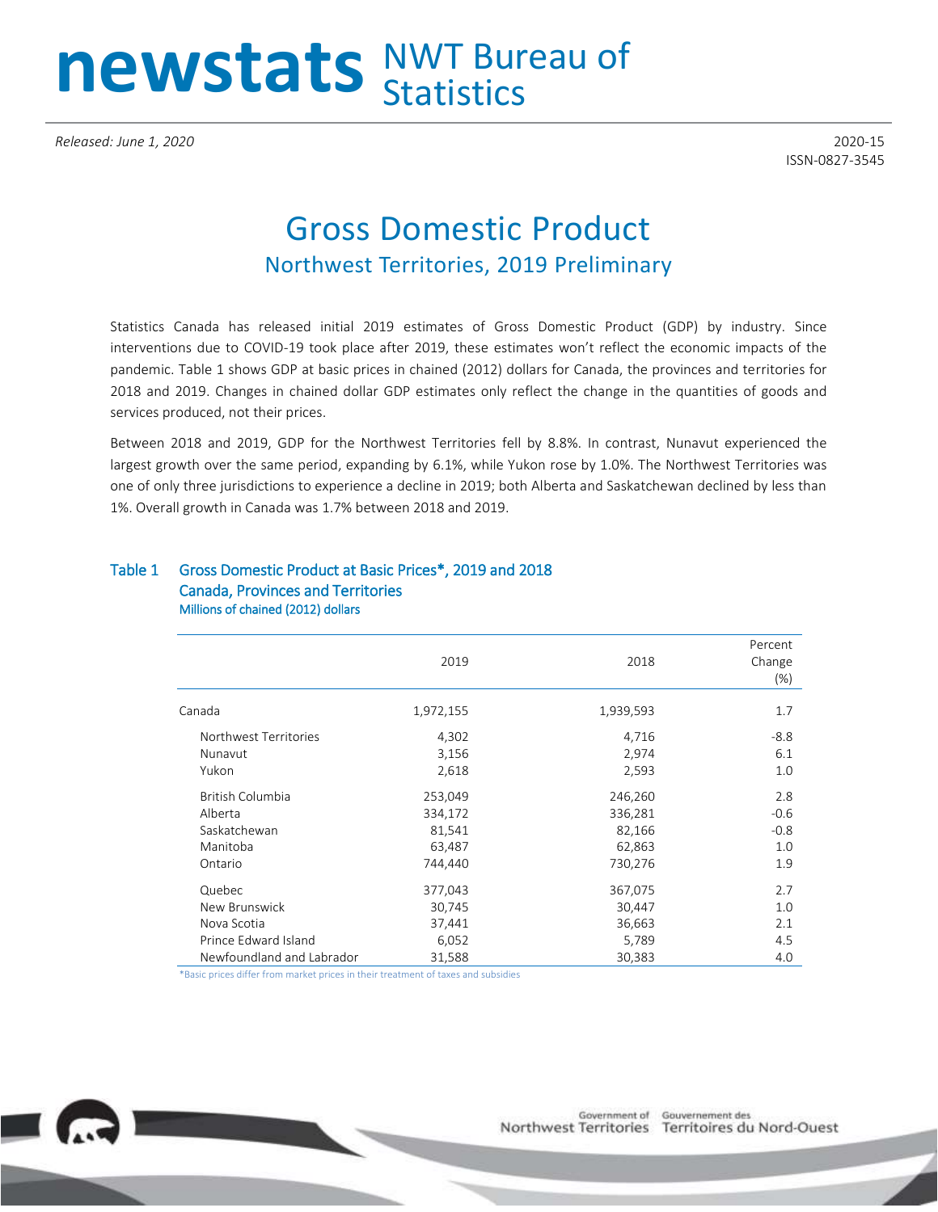# newstats NWT Bureau of Statistics

*Released: June 1, 2020*

2020-15
ISSN-0827-3545

# Gross Domestic Product

## Northwest Territories, 2019 Preliminary

Statistics Canada has released initial 2019 estimates of Gross Domestic Product (GDP) by industry. Since interventions due to COVID-19 took place after 2019, these estimates won't reflect the economic impacts of the pandemic. Table 1 shows GDP at basic prices in chained (2012) dollars for Canada, the provinces and territories for 2018 and 2019. Changes in chained dollar GDP estimates only reflect the change in the quantities of goods and services produced, not their prices.

Between 2018 and 2019, GDP for the Northwest Territories fell by 8.8%. In contrast, Nunavut experienced the largest growth over the same period, expanding by 6.1%, while Yukon rose by 1.0%. The Northwest Territories was one of only three jurisdictions to experience a decline in 2019; both Alberta and Saskatchewan declined by less than 1%. Overall growth in Canada was 1.7% between 2018 and 2019.

**Table 1 Gross Domestic Product at Basic Prices*, 2019 and 2018**
**Canada, Provinces and Territories**
Millions of chained (2012) dollars

| | 2019 | 2018 | Percent Change (%) |
|---|---|---|---|
| Canada | 1,972,155 | 1,939,593 | 1.7 |
| Northwest Territories | 4,302 | 4,716 | -8.8 |
| Nunavut | 3,156 | 2,974 | 6.1 |
| Yukon | 2,618 | 2,593 | 1.0 |
| British Columbia | 253,049 | 246,260 | 2.8 |
| Alberta | 334,172 | 336,281 | -0.6 |
| Saskatchewan | 81,541 | 82,166 | -0.8 |
| Manitoba | 63,487 | 62,863 | 1.0 |
| Ontario | 744,440 | 730,276 | 1.9 |
| Quebec | 377,043 | 367,075 | 2.7 |
| New Brunswick | 30,745 | 30,447 | 1.0 |
| Nova Scotia | 37,441 | 36,663 | 2.1 |
| Prince Edward Island | 6,052 | 5,789 | 4.5 |
| Newfoundland and Labrador | 31,588 | 30,383 | 4.0 |

*Basic prices differ from market prices in their treatment of taxes and subsidies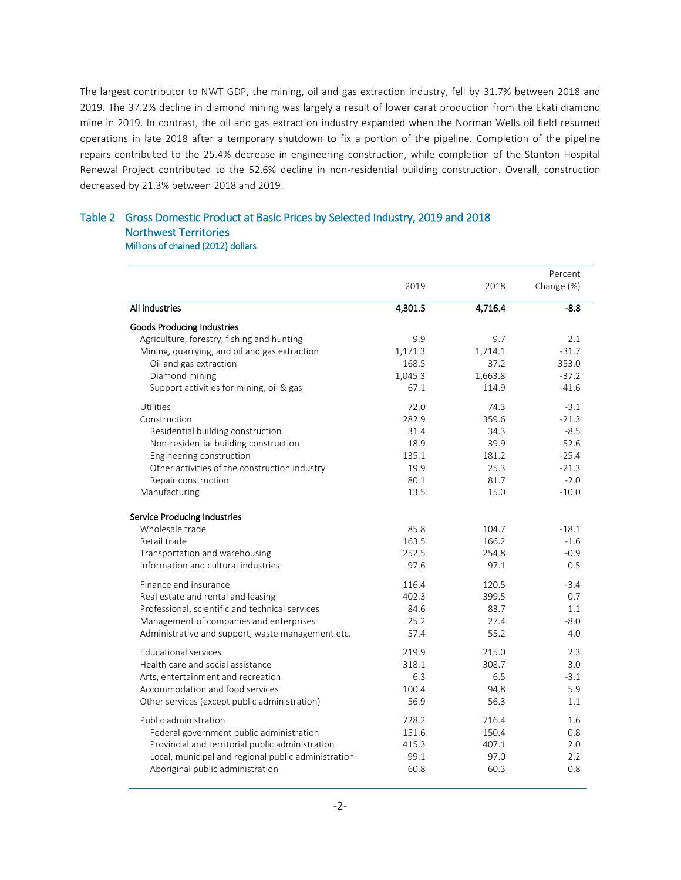The largest contributor to NWT GDP, the mining, oil and gas extraction industry, fell by 31.7% between 2018 and 2019. The 37.2% decline in diamond mining was largely a result of lower carat production from the Ekati diamond mine in 2019. In contrast, the oil and gas extraction industry expanded when the Norman Wells oil field resumed operations in late 2018 after a temporary shutdown to fix a portion of the pipeline. Completion of the pipeline repairs contributed to the 25.4% decrease in engineering construction, while completion of the Stanton Hospital Renewal Project contributed to the 52.6% decline in non-residential building construction. Overall, construction decreased by 21.3% between 2018 and 2019.

### Table 2 Gross Domestic Product at Basic Prices by Selected Industry, 2019 and 2018 Northwest Territories

Millions of chained (2012) dollars

| | 2019 | 2018 | Percent Change (%) |
|---|---|---|---|
| **All industries** | **4,301.5** | **4,716.4** | **-8.8** |
| **Goods Producing Industries** | | | |
| Agriculture, forestry, fishing and hunting | 9.9 | 9.7 | 2.1 |
| Mining, quarrying, and oil and gas extraction | 1,171.3 | 1,714.1 | -31.7 |
| Oil and gas extraction | 168.5 | 37.2 | 353.0 |
| Diamond mining | 1,045.3 | 1,663.8 | -37.2 |
| Support activities for mining, oil & gas | 67.1 | 114.9 | -41.6 |
| Utilities | 72.0 | 74.3 | -3.1 |
| Construction | 282.9 | 359.6 | -21.3 |
| Residential building construction | 31.4 | 34.3 | -8.5 |
| Non-residential building construction | 18.9 | 39.9 | -52.6 |
| Engineering construction | 135.1 | 181.2 | -25.4 |
| Other activities of the construction industry | 19.9 | 25.3 | -21.3 |
| Repair construction | 80.1 | 81.7 | -2.0 |
| Manufacturing | 13.5 | 15.0 | -10.0 |
| **Service Producing Industries** | | | |
| Wholesale trade | 85.8 | 104.7 | -18.1 |
| Retail trade | 163.5 | 166.2 | -1.6 |
| Transportation and warehousing | 252.5 | 254.8 | -0.9 |
| Information and cultural industries | 97.6 | 97.1 | 0.5 |
| Finance and insurance | 116.4 | 120.5 | -3.4 |
| Real estate and rental and leasing | 402.3 | 399.5 | 0.7 |
| Professional, scientific and technical services | 84.6 | 83.7 | 1.1 |
| Management of companies and enterprises | 25.2 | 27.4 | -8.0 |
| Administrative and support, waste management etc. | 57.4 | 55.2 | 4.0 |
| Educational services | 219.9 | 215.0 | 2.3 |
| Health care and social assistance | 318.1 | 308.7 | 3.0 |
| Arts, entertainment and recreation | 6.3 | 6.5 | -3.1 |
| Accommodation and food services | 100.4 | 94.8 | 5.9 |
| Other services (except public administration) | 56.9 | 56.3 | 1.1 |
| Public administration | 728.2 | 716.4 | 1.6 |
| Federal government public administration | 151.6 | 150.4 | 0.8 |
| Provincial and territorial public administration | 415.3 | 407.1 | 2.0 |
| Local, municipal and regional public administration | 99.1 | 97.0 | 2.2 |
| Aboriginal public administration | 60.8 | 60.3 | 0.8 |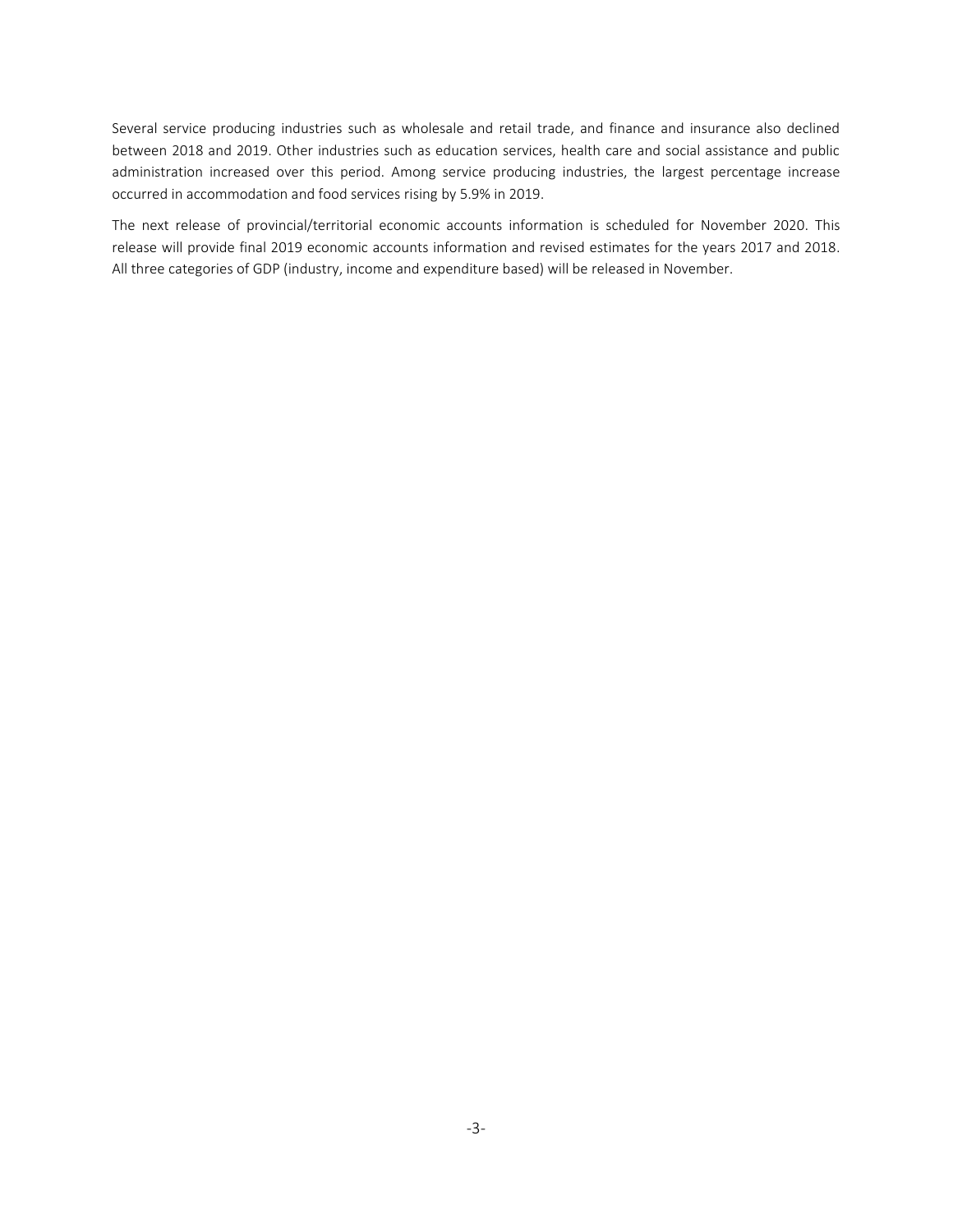Several service producing industries such as wholesale and retail trade, and finance and insurance also declined between 2018 and 2019. Other industries such as education services, health care and social assistance and public administration increased over this period. Among service producing industries, the largest percentage increase occurred in accommodation and food services rising by 5.9% in 2019.

The next release of provincial/territorial economic accounts information is scheduled for November 2020. This release will provide final 2019 economic accounts information and revised estimates for the years 2017 and 2018. All three categories of GDP (industry, income and expenditure based) will be released in November.